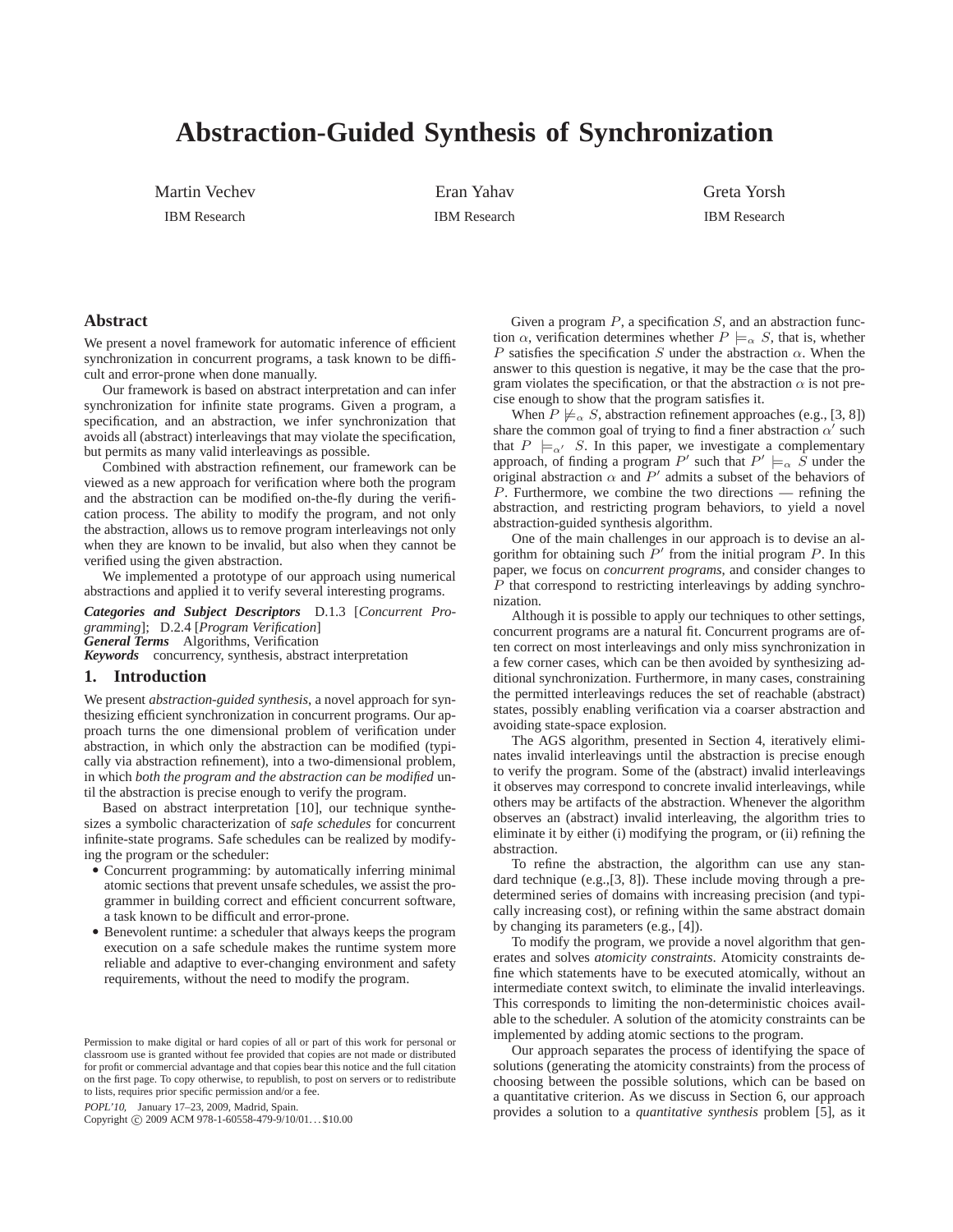# Abstraction-Guided Synthesis of Synchronization

Martin Vechev
IBM Research

Eran Yahav
IBM Research

Greta Yorsh
IBM Research

## Abstract

We present a novel framework for automatic inference of efficient synchronization in concurrent programs, a task known to be difficult and error-prone when done manually.

Our framework is based on abstract interpretation and can infer synchronization for infinite state programs. Given a program, a specification, and an abstraction, we infer synchronization that avoids all (abstract) interleavings that may violate the specification, but permits as many valid interleavings as possible.

Combined with abstraction refinement, our framework can be viewed as a new approach for verification where both the program and the abstraction can be modified on-the-fly during the verification process. The ability to modify the program, and not only the abstraction, allows us to remove program interleavings not only when they are known to be invalid, but also when they cannot be verified using the given abstraction.

We implemented a prototype of our approach using numerical abstractions and applied it to verify several interesting programs.

***Categories and Subject Descriptors*** D.1.3 [*Concurrent Programming*]; D.2.4 [*Program Verification*]

***General Terms*** Algorithms, Verification

***Keywords*** concurrency, synthesis, abstract interpretation

## 1. Introduction

We present *abstraction-guided synthesis*, a novel approach for synthesizing efficient synchronization in concurrent programs. Our approach turns the one dimensional problem of verification under abstraction, in which only the abstraction can be modified (typically via abstraction refinement), into a two-dimensional problem, in which *both the program and the abstraction can be modified* until the abstraction is precise enough to verify the program.

Based on abstract interpretation [10], our technique synthesizes a symbolic characterization of *safe schedules* for concurrent infinite-state programs. Safe schedules can be realized by modifying the program or the scheduler:

- Concurrent programming: by automatically inferring minimal atomic sections that prevent unsafe schedules, we assist the programmer in building correct and efficient concurrent software, a task known to be difficult and error-prone.
- Benevolent runtime: a scheduler that always keeps the program execution on a safe schedule makes the runtime system more reliable and adaptive to ever-changing environment and safety requirements, without the need to modify the program.

Permission to make digital or hard copies of all or part of this work for personal or classroom use is granted without fee provided that copies are not made or distributed for profit or commercial advantage and that copies bear this notice and the full citation on the first page. To copy otherwise, to republish, to post on servers or to redistribute to lists, requires prior specific permission and/or a fee.

*POPL'10,* January 17–23, 2009, Madrid, Spain.
Copyright © 2009 ACM 978-1-60558-479-9/10/01…$10.00

Given a program $P$, a specification $S$, and an abstraction function $\alpha$, verification determines whether $P \models_\alpha S$, that is, whether $P$ satisfies the specification $S$ under the abstraction $\alpha$. When the answer to this question is negative, it may be the case that the program violates the specification, or that the abstraction $\alpha$ is not precise enough to show that the program satisfies it.

When $P \not\models_\alpha S$, abstraction refinement approaches (e.g., [3, 8]) share the common goal of trying to find a finer abstraction $\alpha'$ such that $P \models_{\alpha'} S$. In this paper, we investigate a complementary approach, of finding a program $P'$ such that $P' \models_\alpha S$ under the original abstraction $\alpha$ and $P'$ admits a subset of the behaviors of $P$. Furthermore, we combine the two directions — refining the abstraction, and restricting program behaviors, to yield a novel abstraction-guided synthesis algorithm.

One of the main challenges in our approach is to devise an algorithm for obtaining such $P'$ from the initial program $P$. In this paper, we focus on *concurrent programs*, and consider changes to $P$ that correspond to restricting interleavings by adding synchronization.

Although it is possible to apply our techniques to other settings, concurrent programs are a natural fit. Concurrent programs are often correct on most interleavings and only miss synchronization in a few corner cases, which can be then avoided by synthesizing additional synchronization. Furthermore, in many cases, constraining the permitted interleavings reduces the set of reachable (abstract) states, possibly enabling verification via a coarser abstraction and avoiding state-space explosion.

The AGS algorithm, presented in Section 4, iteratively eliminates invalid interleavings until the abstraction is precise enough to verify the program. Some of the (abstract) invalid interleavings it observes may correspond to concrete invalid interleavings, while others may be artifacts of the abstraction. Whenever the algorithm observes an (abstract) invalid interleaving, the algorithm tries to eliminate it by either (i) modifying the program, or (ii) refining the abstraction.

To refine the abstraction, the algorithm can use any standard technique (e.g.,[3, 8]). These include moving through a predetermined series of domains with increasing precision (and typically increasing cost), or refining within the same abstract domain by changing its parameters (e.g., [4]).

To modify the program, we provide a novel algorithm that generates and solves *atomicity constraints*. Atomicity constraints define which statements have to be executed atomically, without an intermediate context switch, to eliminate the invalid interleavings. This corresponds to limiting the non-deterministic choices available to the scheduler. A solution of the atomicity constraints can be implemented by adding atomic sections to the program.

Our approach separates the process of identifying the space of solutions (generating the atomicity constraints) from the process of choosing between the possible solutions, which can be based on a quantitative criterion. As we discuss in Section 6, our approach provides a solution to a *quantitative synthesis* problem [5], as it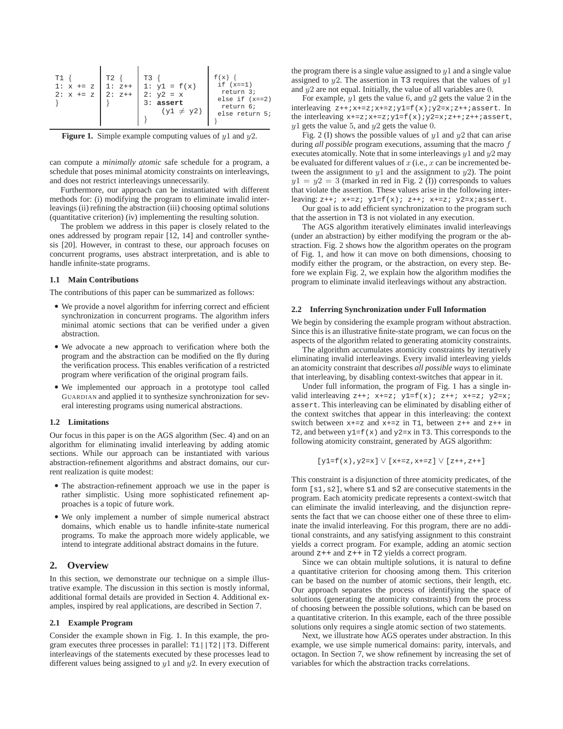```
T1 {          T2 {        T3 {                f(x) {
1: x += z     1: z++      1: y1 = f(x)         if (x==1)
2: x += z     2: z++      2: y2 = x             return 3;
}             }           3: assert            else if (x==2)
                             (y1 ≠ y2)          return 6;
                          }                    else return 5;
                                              }
```

**Figure 1.** Simple example computing values of $y1$ and $y2$.

can compute a *minimally atomic* safe schedule for a program, a schedule that poses minimal atomicity constraints on interleavings, and does not restrict interleavings unnecessarily.

Furthermore, our approach can be instantiated with different methods for: (i) modifying the program to eliminate invalid interleavings (ii) refining the abstraction (iii) choosing optimal solutions (quantitative criterion) (iv) implementing the resulting solution.

The problem we address in this paper is closely related to the ones addressed by program repair [12, 14] and controller synthesis [20]. However, in contrast to these, our approach focuses on concurrent programs, uses abstract interpretation, and is able to handle infinite-state programs.

### 1.1 Main Contributions

The contributions of this paper can be summarized as follows:

- We provide a novel algorithm for inferring correct and efficient synchronization in concurrent programs. The algorithm infers minimal atomic sections that can be verified under a given abstraction.
- We advocate a new approach to verification where both the program and the abstraction can be modified on the fly during the verification process. This enables verification of a restricted program where verification of the original program fails.
- We implemented our approach in a prototype tool called GUARDIAN and applied it to synthesize synchronization for several interesting programs using numerical abstractions.

### 1.2 Limitations

Our focus in this paper is on the AGS algorithm (Sec. 4) and on an algorithm for eliminating invalid interleaving by adding atomic sections. While our approach can be instantiated with various abstraction-refinement algorithms and abstract domains, our current realization is quite modest:

- The abstraction-refinement approach we use in the paper is rather simplistic. Using more sophisticated refinement approaches is a topic of future work.
- We only implement a number of simple numerical abstract domains, which enable us to handle infinite-state numerical programs. To make the approach more widely applicable, we intend to integrate additional abstract domains in the future.

## 2. Overview

In this section, we demonstrate our technique on a simple illustrative example. The discussion in this section is mostly informal, additional formal details are provided in Section 4. Additional examples, inspired by real applications, are described in Section 7.

### 2.1 Example Program

Consider the example shown in Fig. 1. In this example, the program executes three processes in parallel: T1||T2||T3. Different interleavings of the statements executed by these processes lead to different values being assigned to $y1$ and $y2$. In every execution of the program there is a single value assigned to $y1$ and a single value assigned to $y2$. The assertion in T3 requires that the values of $y1$ and $y2$ are not equal. Initially, the value of all variables are $0$.

For example, $y1$ gets the value $6$, and $y2$ gets the value $2$ in the interleaving `z++;x+=z;x+=z;y1=f(x);y2=x;z++;assert`. In the interleaving `x+=z;x+=z;y1=f(x);y2=x;z++;z++;assert`, $y1$ gets the value $5$, and $y2$ gets the value $0$.

Fig. 2 (I) shows the possible values of $y1$ and $y2$ that can arise during *all possible* program executions, assuming that the macro $f$ executes atomically. Note that in some interleavings $y1$ and $y2$ may be evaluated for different values of $x$ (i.e., $x$ can be incremented between the assignment to $y1$ and the assignment to $y2$). The point $y1 = y2 = 3$ (marked in red in Fig. 2 (I)) corresponds to values that violate the assertion. These values arise in the following interleaving: `z++; x+=z; y1=f(x); z++; x+=z; y2=x;assert`.

Our goal is to add efficient synchronization to the program such that the assertion in T3 is not violated in any execution.

The AGS algorithm iteratively eliminates invalid interleavings (under an abstraction) by either modifying the program or the abstraction. Fig. 2 shows how the algorithm operates on the program of Fig. 1, and how it can move on both dimensions, choosing to modify either the program, or the abstraction, on every step. Before we explain Fig. 2, we explain how the algorithm modifies the program to eliminate invalid iterleavings without any abstraction.

### 2.2 Inferring Synchronization under Full Information

We begin by considering the example program without abstraction. Since this is an illustrative finite-state program, we can focus on the aspects of the algorithm related to generating atomicity constraints.

The algorithm accumulates atomicity constraints by iteratively eliminating invalid interleavings. Every invalid interleaving yields an atomicity constraint that describes *all possible ways* to eliminate that interleaving, by disabling context-switches that appear in it.

Under full information, the program of Fig. 1 has a single invalid interleaving `z++; x+=z; y1=f(x); z++; x+=z; y2=x; assert`. This interleaving can be eliminated by disabling either of the context switches that appear in this interleaving: the context switch between `x+=z` and `x+=z` in T1, between `z++` and `z++` in T2, and between `y1=f(x)` and `y2=x` in T3. This corresponds to the following atomicity constraint, generated by AGS algorithm:

$$[\texttt{y1=f(x),y2=x}] \vee [\texttt{x+=z,x+=z}] \vee [\texttt{z++,z++}]$$

This constraint is a disjunction of three atomicity predicates, of the form `[s1,s2]`, where `s1` and `s2` are consecutive statements in the program. Each atomicity predicate represents a context-switch that can eliminate the invalid interleaving, and the disjunction represents the fact that we can choose either one of these three to eliminate the invalid interleaving. For this program, there are no additional constraints, and any satisfying assignment to this constraint yields a correct program. For example, adding an atomic section around `z++` and `z++` in T2 yields a correct program.

Since we can obtain multiple solutions, it is natural to define a quantitative criterion for choosing among them. This criterion can be based on the number of atomic sections, their length, etc. Our approach separates the process of identifying the space of solutions (generating the atomicity constraints) from the process of choosing between the possible solutions, which can be based on a quantitative criterion. In this example, each of the three possible solutions only requires a single atomic section of two statements.

Next, we illustrate how AGS operates under abstraction. In this example, we use simple numerical domains: parity, intervals, and octagon. In Section 7, we show refinement by increasing the set of variables for which the abstraction tracks correlations.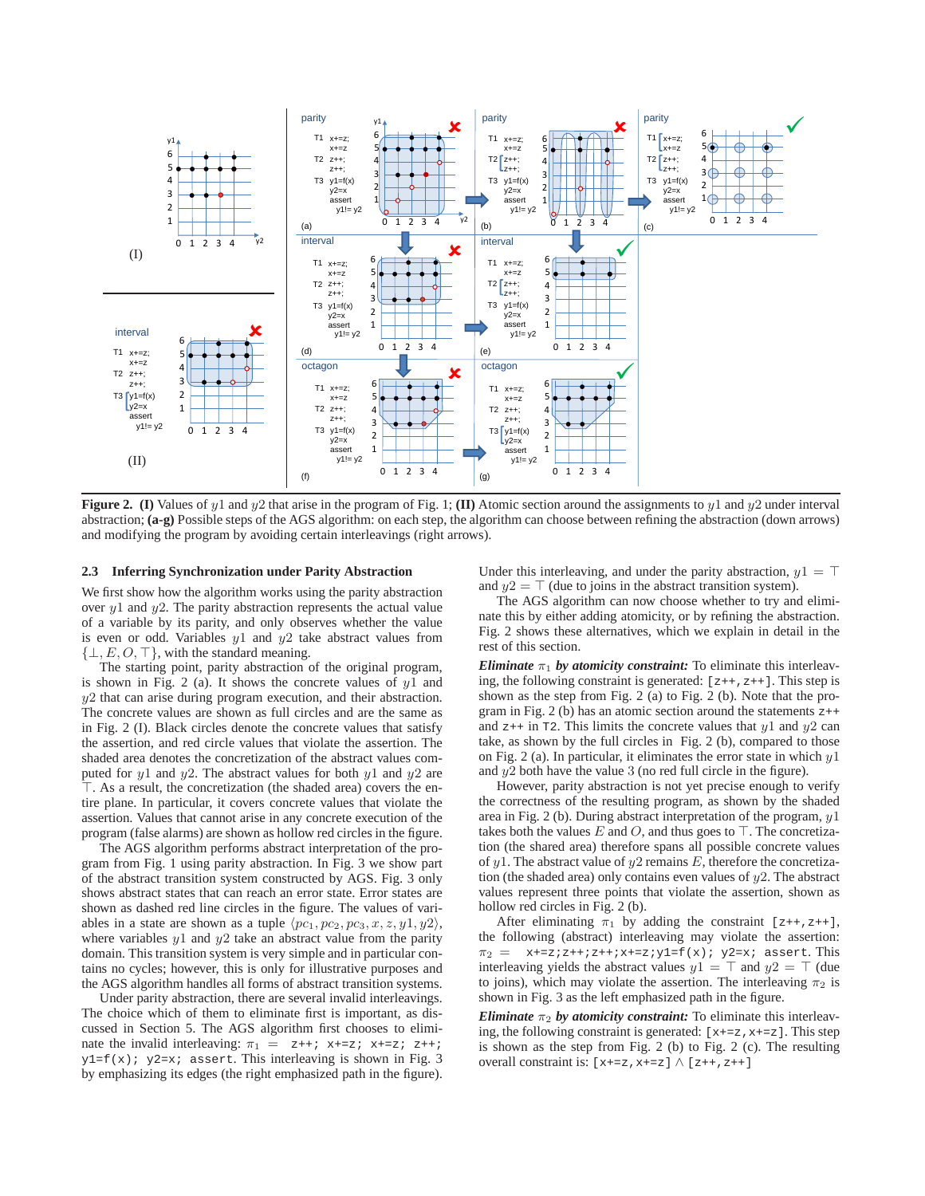**Figure 2.** **(I)** Values of $y1$ and $y2$ that arise in the program of Fig. 1; **(II)** Atomic section around the assignments to $y1$ and $y2$ under interval abstraction; **(a-g)** Possible steps of the AGS algorithm: on each step, the algorithm can choose between refining the abstraction (down arrows) and modifying the program by avoiding certain interleavings (right arrows).

### 2.3 Inferring Synchronization under Parity Abstraction

We first show how the algorithm works using the parity abstraction over $y1$ and $y2$. The parity abstraction represents the actual value of a variable by its parity, and only observes whether the value is even or odd. Variables $y1$ and $y2$ take abstract values from $\{\bot, E, O, \top\}$, with the standard meaning.

The starting point, parity abstraction of the original program, is shown in Fig. 2 (a). It shows the concrete values of $y1$ and $y2$ that can arise during program execution, and their abstraction. The concrete values are shown as full circles and are the same as in Fig. 2 (I). Black circles denote the concrete values that satisfy the assertion, and red circle values that violate the assertion. The shaded area denotes the concretization of the abstract values computed for $y1$ and $y2$. The abstract values for both $y1$ and $y2$ are $\top$. As a result, the concretization (the shaded area) covers the entire plane. In particular, it covers concrete values that violate the assertion. Values that cannot arise in any concrete execution of the program (false alarms) are shown as hollow red circles in the figure.

The AGS algorithm performs abstract interpretation of the program from Fig. 1 using parity abstraction. In Fig. 3 we show part of the abstract transition system constructed by AGS. Fig. 3 only shows abstract states that can reach an error state. Error states are shown as dashed red line circles in the figure. The values of variables in a state are shown as a tuple $\langle pc_1, pc_2, pc_3, x, z, y1, y2 \rangle$, where variables $y1$ and $y2$ take an abstract value from the parity domain. This transition system is very simple and in particular contains no cycles; however, this is only for illustrative purposes and the AGS algorithm handles all forms of abstract transition systems.

Under parity abstraction, there are several invalid interleavings. The choice which of them to eliminate first is important, as discussed in Section 5. The AGS algorithm first chooses to eliminate the invalid interleaving: $\pi_1 =$ `z++; x+=z; x+=z; z++; y1=f(x); y2=x; assert`. This interleaving is shown in Fig. 3 by emphasizing its edges (the right emphasized path in the figure). Under this interleaving, and under the parity abstraction, $y1 = \top$ and $y2 = \top$ (due to joins in the abstract transition system).

The AGS algorithm can now choose whether to try and eliminate this by either adding atomicity, or by refining the abstraction. Fig. 2 shows these alternatives, which we explain in detail in the rest of this section.

***Eliminate $\pi_1$ by atomicity constraint:*** To eliminate this interleaving, the following constraint is generated: `[z++,z++]`. This step is shown as the step from Fig. 2 (a) to Fig. 2 (b). Note that the program in Fig. 2 (b) has an atomic section around the statements `z++` and `z++` in `T2`. This limits the concrete values that $y1$ and $y2$ can take, as shown by the full circles in Fig. 2 (b), compared to those on Fig. 2 (a). In particular, it eliminates the error state in which $y1$ and $y2$ both have the value 3 (no red full circle in the figure).

However, parity abstraction is not yet precise enough to verify the correctness of the resulting program, as shown by the shaded area in Fig. 2 (b). During abstract interpretation of the program, $y1$ takes both the values $E$ and $O$, and thus goes to $\top$. The concretization (the shared area) therefore spans all possible concrete values of $y1$. The abstract value of $y2$ remains $E$, therefore the concretization (the shaded area) only contains even values of $y2$. The abstract values represent three points that violate the assertion, shown as hollow red circles in Fig. 2 (b).

After eliminating $\pi_1$ by adding the constraint `[z++,z++]`, the following (abstract) interleaving may violate the assertion: $\pi_2 =$ `x+=z;z++;z++;x+=z;y1=f(x); y2=x; assert`. This interleaving yields the abstract values $y1 = \top$ and $y2 = \top$ (due to joins), which may violate the assertion. The interleaving $\pi_2$ is shown in Fig. 3 as the left emphasized path in the figure.

***Eliminate $\pi_2$ by atomicity constraint:*** To eliminate this interleaving, the following constraint is generated: `[x+=z,x+=z]`. This step is shown as the step from Fig. 2 (b) to Fig. 2 (c). The resulting overall constraint is: `[x+=z,x+=z]` $\wedge$ `[z++,z++]`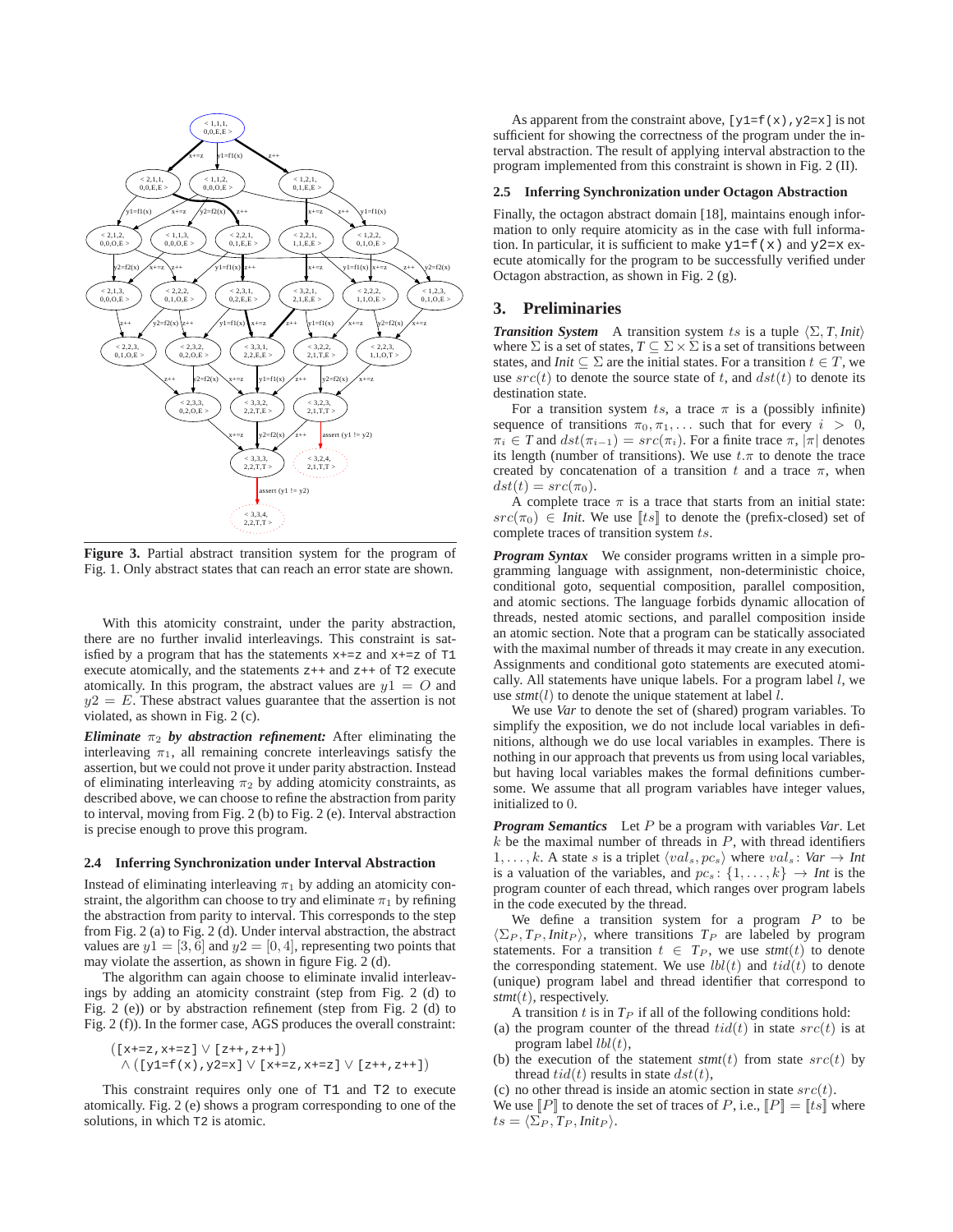**Figure 3.** Partial abstract transition system for the program of Fig. 1. Only abstract states that can reach an error state are shown.

With this atomicity constraint, under the parity abstraction, there are no further invalid interleavings. This constraint is satisfied by a program that has the statements `x+=z` and `x+=z` of `T1` execute atomically, and the statements `z++` and `z++` of `T2` execute atomically. In this program, the abstract values are $y1 = O$ and $y2 = E$. These abstract values guarantee that the assertion is not violated, as shown in Fig. 2 (c).

***Eliminate*** $\pi_2$ ***by abstraction refinement:*** After eliminating the interleaving $\pi_1$, all remaining concrete interleavings satisfy the assertion, but we could not prove it under parity abstraction. Instead of eliminating interleaving $\pi_2$ by adding atomicity constraints, as described above, we can choose to refine the abstraction from parity to interval, moving from Fig. 2 (b) to Fig. 2 (e). Interval abstraction is precise enough to prove this program.

### 2.4 Inferring Synchronization under Interval Abstraction

Instead of eliminating interleaving $\pi_1$ by adding an atomicity constraint, the algorithm can choose to try and eliminate $\pi_1$ by refining the abstraction from parity to interval. This corresponds to the step from Fig. 2 (a) to Fig. 2 (d). Under interval abstraction, the abstract values are $y1 = [3, 6]$ and $y2 = [0, 4]$, representing two points that may violate the assertion, as shown in figure Fig. 2 (d).

The algorithm can again choose to eliminate invalid interleavings by adding an atomicity constraint (step from Fig. 2 (d) to Fig. 2 (e)) or by abstraction refinement (step from Fig. 2 (d) to Fig. 2 (f)). In the former case, AGS produces the overall constraint:

$$([\texttt{x+=z,x+=z}] \vee [\texttt{z++,z++}]) \\ \wedge ([\texttt{y1=f(x),y2=x}] \vee [\texttt{x+=z,x+=z}] \vee [\texttt{z++,z++}])$$

This constraint requires only one of `T1` and `T2` to execute atomically. Fig. 2 (e) shows a program corresponding to one of the solutions, in which `T2` is atomic.

As apparent from the constraint above, `[y1=f(x),y2=x]` is not sufficient for showing the correctness of the program under the interval abstraction. The result of applying interval abstraction to the program implemented from this constraint is shown in Fig. 2 (II).

### 2.5 Inferring Synchronization under Octagon Abstraction

Finally, the octagon abstract domain [18], maintains enough information to only require atomicity as in the case with full information. In particular, it is sufficient to make `y1=f(x)` and `y2=x` execute atomically for the program to be successfully verified under Octagon abstraction, as shown in Fig. 2 (g).

## 3. Preliminaries

***Transition System*** A transition system $ts$ is a tuple $\langle \Sigma, T, Init \rangle$ where $\Sigma$ is a set of states, $T \subseteq \Sigma \times \Sigma$ is a set of transitions between states, and $Init \subseteq \Sigma$ are the initial states. For a transition $t \in T$, we use $src(t)$ to denote the source state of $t$, and $dst(t)$ to denote its destination state.

For a transition system $ts$, a trace $\pi$ is a (possibly infinite) sequence of transitions $\pi_0, \pi_1, \ldots$ such that for every $i > 0$, $\pi_i \in T$ and $dst(\pi_{i-1}) = src(\pi_i)$. For a finite trace $\pi$, $|\pi|$ denotes its length (number of transitions). We use $t.\pi$ to denote the trace created by concatenation of a transition $t$ and a trace $\pi$, when $dst(t) = src(\pi_0)$.

A complete trace $\pi$ is a trace that starts from an initial state: $src(\pi_0) \in Init$. We use $[\![ts]\!]$ to denote the (prefix-closed) set of complete traces of transition system $ts$.

***Program Syntax*** We consider programs written in a simple programming language with assignment, non-deterministic choice, conditional goto, sequential composition, parallel composition, and atomic sections. The language forbids dynamic allocation of threads, nested atomic sections, and parallel composition inside an atomic section. Note that a program can be statically associated with the maximal number of threads it may create in any execution. Assignments and conditional goto statements are executed atomically. All statements have unique labels. For a program label $l$, we use $stmt(l)$ to denote the unique statement at label $l$.

We use *Var* to denote the set of (shared) program variables. To simplify the exposition, we do not include local variables in definitions, although we do use local variables in examples. There is nothing in our approach that prevents us from using local variables, but having local variables makes the formal definitions cumbersome. We assume that all program variables have integer values, initialized to 0.

***Program Semantics*** Let $P$ be a program with variables *Var*. Let $k$ be the maximal number of threads in $P$, with thread identifiers $1, \ldots, k$. A state $s$ is a triplet $\langle val_s, pc_s \rangle$ where $val_s : Var \rightarrow Int$ is a valuation of the variables, and $pc_s : \{1, \ldots, k\} \rightarrow Int$ is the program counter of each thread, which ranges over program labels in the code executed by the thread.

We define a transition system for a program $P$ to be $\langle \Sigma_P, T_P, Init_P \rangle$, where transitions $T_P$ are labeled by program statements. For a transition $t \in T_P$, we use $stmt(t)$ to denote the corresponding statement. We use $lbl(t)$ and $tid(t)$ to denote (unique) program label and thread identifier that correspond to $stmt(t)$, respectively.

A transition $t$ is in $T_P$ if all of the following conditions hold:

(a) the program counter of the thread $tid(t)$ in state $src(t)$ is at program label $lbl(t)$,

(b) the execution of the statement $stmt(t)$ from state $src(t)$ by thread $tid(t)$ results in state $dst(t)$,

(c) no other thread is inside an atomic section in state $src(t)$.

We use $[\![P]\!]$ to denote the set of traces of $P$, i.e., $[\![P]\!] = [\![ts]\!]$ where $ts = \langle \Sigma_P, T_P, Init_P \rangle$.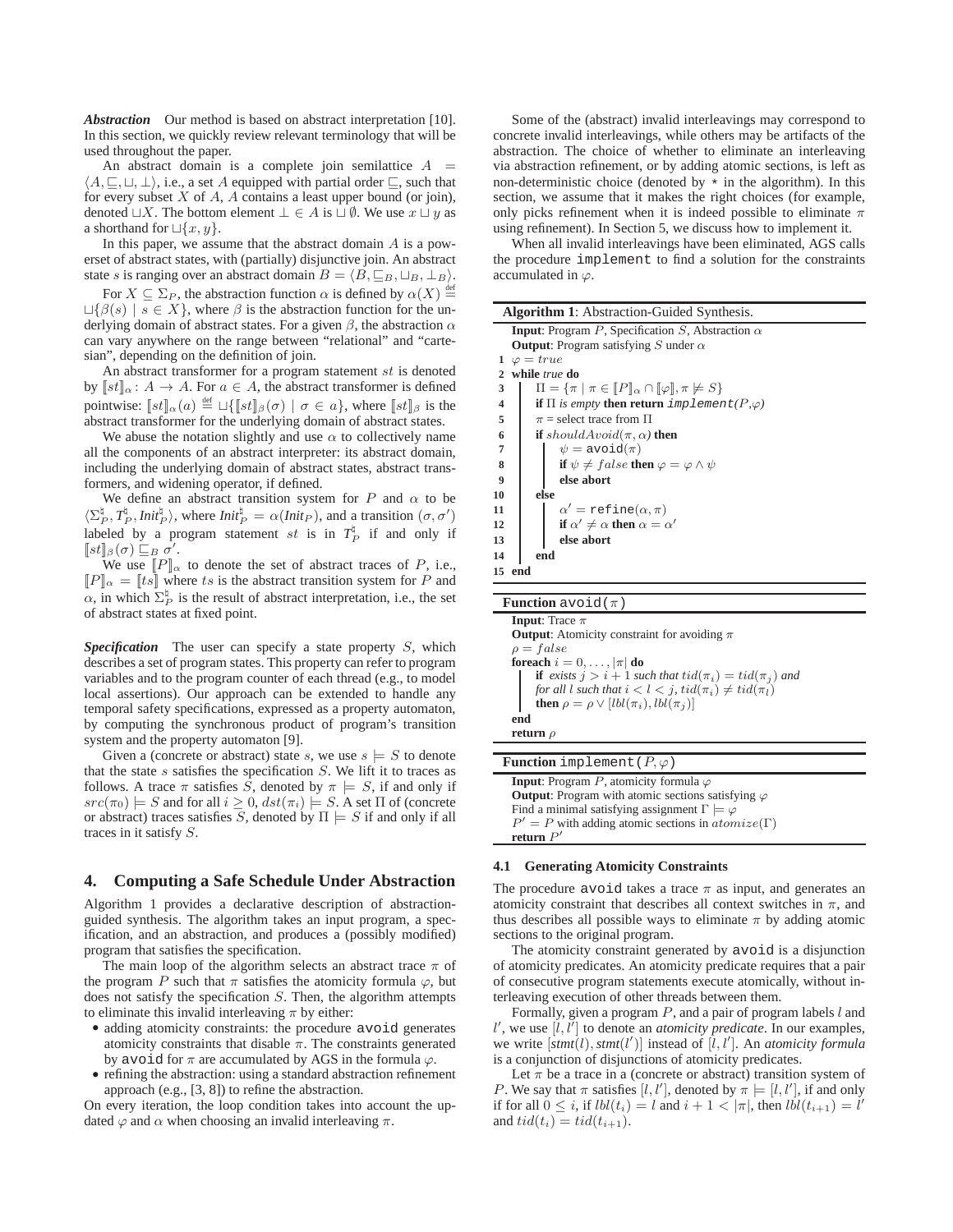***Abstraction*** Our method is based on abstract interpretation [10]. In this section, we quickly review relevant terminology that will be used throughout the paper.

An abstract domain is a complete join semilattice $A = \langle A, \sqsubseteq, \sqcup, \bot \rangle$, i.e., a set $A$ equipped with partial order $\sqsubseteq$, such that for every subset $X$ of $A$, $A$ contains a least upper bound (or join), denoted $\sqcup X$. The bottom element $\bot \in A$ is $\sqcup \emptyset$. We use $x \sqcup y$ as a shorthand for $\sqcup\{x, y\}$.

In this paper, we assume that the abstract domain $A$ is a powerset of abstract states, with (partially) disjunctive join. An abstract state $s$ is ranging over an abstract domain $B = \langle B, \sqsubseteq_B, \sqcup_B, \bot_B \rangle$.

For $X \subseteq \Sigma_P$, the abstraction function $\alpha$ is defined by $\alpha(X) \stackrel{\text{def}}{=} \sqcup\{\beta(s) \mid s \in X\}$, where $\beta$ is the abstraction function for the underlying domain of abstract states. For a given $\beta$, the abstraction $\alpha$ can vary anywhere on the range between "relational" and "cartesian", depending on the definition of join.

An abstract transformer for a program statement $st$ is denoted by $[\![st]\!]_\alpha \colon A \to A$. For $a \in A$, the abstract transformer is defined pointwise: $[\![st]\!]_\alpha(a) \stackrel{\text{def}}{=} \sqcup\{[\![st]\!]_\beta(\sigma) \mid \sigma \in a\}$, where $[\![st]\!]_\beta$ is the abstract transformer for the underlying domain of abstract states.

We abuse the notation slightly and use $\alpha$ to collectively name all the components of an abstract interpreter: its abstract domain, including the underlying domain of abstract states, abstract transformers, and widening operator, if defined.

We define an abstract transition system for $P$ and $\alpha$ to be $\langle \Sigma_P^\natural, T_P^\natural, \mathit{Init}_P^\natural \rangle$, where $\mathit{Init}_P^\natural = \alpha(\mathit{Init}_P)$, and a transition $(\sigma, \sigma')$ labeled by a program statement $st$ is in $T_P^\natural$ if and only if $[\![st]\!]_\beta(\sigma) \sqsubseteq_B \sigma'$.

We use $[\![P]\!]_\alpha$ to denote the set of abstract traces of $P$, i.e., $[\![P]\!]_\alpha = [\![ts]\!]$ where $ts$ is the abstract transition system for $P$ and $\alpha$, in which $\Sigma_P^\natural$ is the result of abstract interpretation, i.e., the set of abstract states at fixed point.

***Specification*** The user can specify a state property $S$, which describes a set of program states. This property can refer to program variables and to the program counter of each thread (e.g., to model local assertions). Our approach can be extended to handle any temporal safety specifications, expressed as a property automaton, by computing the synchronous product of program's transition system and the property automaton [9].

Given a (concrete or abstract) state $s$, we use $s \models S$ to denote that the state $s$ satisfies the specification $S$. We lift it to traces as follows. A trace $\pi$ satisfies $S$, denoted by $\pi \models S$, if and only if $src(\pi_0) \models S$ and for all $i \geq 0$, $dst(\pi_i) \models S$. A set $\Pi$ of (concrete or abstract) traces satisfies $S$, denoted by $\Pi \models S$ if and only if all traces in it satisfy $S$.

## 4. Computing a Safe Schedule Under Abstraction

Algorithm 1 provides a declarative description of abstraction-guided synthesis. The algorithm takes an input program, a specification, and an abstraction, and produces a (possibly modified) program that satisfies the specification.

The main loop of the algorithm selects an abstract trace $\pi$ of the program $P$ such that $\pi$ satisfies the atomicity formula $\varphi$, but does not satisfy the specification $S$. Then, the algorithm attempts to eliminate this invalid interleaving $\pi$ by either:

- adding atomicity constraints: the procedure avoid generates atomicity constraints that disable $\pi$. The constraints generated by avoid for $\pi$ are accumulated by AGS in the formula $\varphi$.
- refining the abstraction: using a standard abstraction refinement approach (e.g., [3, 8]) to refine the abstraction.

On every iteration, the loop condition takes into account the updated $\varphi$ and $\alpha$ when choosing an invalid interleaving $\pi$.

Some of the (abstract) invalid interleavings may correspond to concrete invalid interleavings, while others may be artifacts of the abstraction. The choice of whether to eliminate an interleaving via abstraction refinement, or by adding atomic sections, is left as non-deterministic choice (denoted by * in the algorithm). In this section, we assume that it makes the right choices (for example, only picks refinement when it is indeed possible to eliminate $\pi$ using refinement). In Section 5, we discuss how to implement it.

When all invalid interleavings have been eliminated, AGS calls the procedure implement to find a solution for the constraints accumulated in $\varphi$.

**Algorithm 1**: Abstraction-Guided Synthesis.

```
Input: Program P, Specification S, Abstraction α
Output: Program satisfying S under α
1  φ = true
2  while true do
3      Π = {π | π ∈ [[P]]_α ∩ [[φ]], π ⊭ S}
4      if Π is empty then return implement(P,φ)
5      π = select trace from Π
6      if shouldAvoid(π, α) then
7          ψ = avoid(π)
8          if ψ ≠ false then φ = φ ∧ ψ
9          else abort
10     else
11         α' = refine(α, π)
12         if α' ≠ α then α = α'
13         else abort
14     end
15 end
```

**Function** avoid($\pi$)

```
Input: Trace π
Output: Atomicity constraint for avoiding π
ρ = false
foreach i = 0, ..., |π| do
    if exists j > i + 1 such that tid(π_i) = tid(π_j) and
    for all l such that i < l < j, tid(π_i) ≠ tid(π_l)
    then ρ = ρ ∨ [lbl(π_i), lbl(π_j)]
end
return ρ
```

**Function** implement($P$, $\varphi$)

```
Input: Program P, atomicity formula φ
Output: Program with atomic sections satisfying φ
Find a minimal satisfying assignment Γ ⊨ φ
P' = P with adding atomic sections in atomize(Γ)
return P'
```

### 4.1 Generating Atomicity Constraints

The procedure avoid takes a trace $\pi$ as input, and generates an atomicity constraint that describes all context switches in $\pi$, and thus describes all possible ways to eliminate $\pi$ by adding atomic sections to the original program.

The atomicity constraint generated by avoid is a disjunction of atomicity predicates. An atomicity predicate requires that a pair of consecutive program statements execute atomically, without interleaving execution of other threads between them.

Formally, given a program $P$, and a pair of program labels $l$ and $l'$, we use $[l, l']$ to denote an *atomicity predicate*. In our examples, we write $[\mathit{stmt}(l), \mathit{stmt}(l')]$ instead of $[l, l']$. An *atomicity formula* is a conjunction of disjunctions of atomicity predicates.

Let $\pi$ be a trace in a (concrete or abstract) transition system of $P$. We say that $\pi$ satisfies $[l, l']$, denoted by $\pi \models [l, l']$, if and only if for all $0 \leq i$, if $lbl(t_i) = l$ and $i + 1 < |\pi|$, then $lbl(t_{i+1}) = l'$ and $tid(t_i) = tid(t_{i+1})$.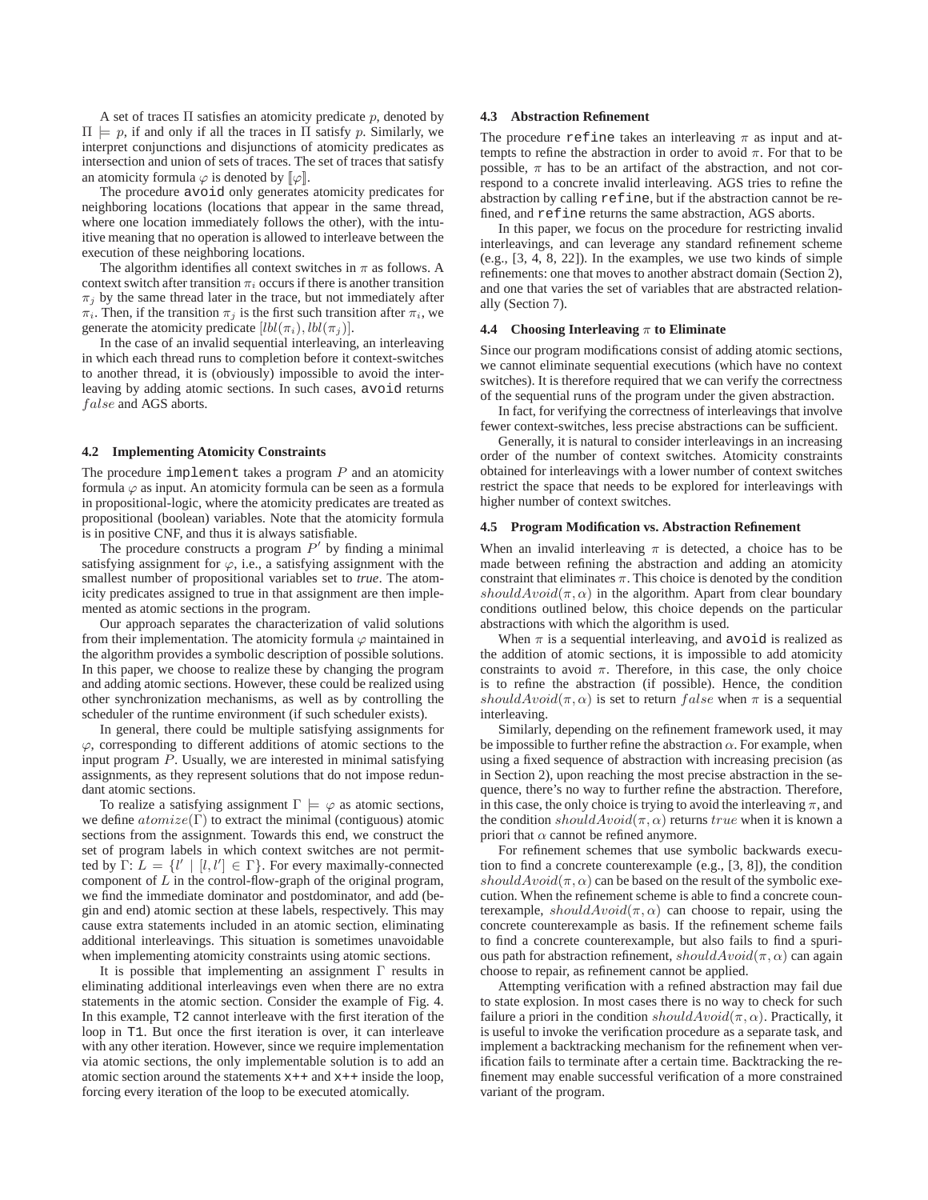A set of traces $\Pi$ satisfies an atomicity predicate $p$, denoted by $\Pi \models p$, if and only if all the traces in $\Pi$ satisfy $p$. Similarly, we interpret conjunctions and disjunctions of atomicity predicates as intersection and union of sets of traces. The set of traces that satisfy an atomicity formula $\varphi$ is denoted by $[\![\varphi]\!]$.

The procedure `avoid` only generates atomicity predicates for neighboring locations (locations that appear in the same thread, where one location immediately follows the other), with the intuitive meaning that no operation is allowed to interleave between the execution of these neighboring locations.

The algorithm identifies all context switches in $\pi$ as follows. A context switch after transition $\pi_i$ occurs if there is another transition $\pi_j$ by the same thread later in the trace, but not immediately after $\pi_i$. Then, if the transition $\pi_j$ is the first such transition after $\pi_i$, we generate the atomicity predicate $[lbl(\pi_i), lbl(\pi_j)]$.

In the case of an invalid sequential interleaving, an interleaving in which each thread runs to completion before it context-switches to another thread, it is (obviously) impossible to avoid the interleaving by adding atomic sections. In such cases, `avoid` returns $false$ and AGS aborts.

### 4.2 Implementing Atomicity Constraints

The procedure `implement` takes a program $P$ and an atomicity formula $\varphi$ as input. An atomicity formula can be seen as a formula in propositional-logic, where the atomicity predicates are treated as propositional (boolean) variables. Note that the atomicity formula is in positive CNF, and thus it is always satisfiable.

The procedure constructs a program $P'$ by finding a minimal satisfying assignment for $\varphi$, i.e., a satisfying assignment with the smallest number of propositional variables set to *true*. The atomicity predicates assigned to true in that assignment are then implemented as atomic sections in the program.

Our approach separates the characterization of valid solutions from their implementation. The atomicity formula $\varphi$ maintained in the algorithm provides a symbolic description of possible solutions. In this paper, we choose to realize these by changing the program and adding atomic sections. However, these could be realized using other synchronization mechanisms, as well as by controlling the scheduler of the runtime environment (if such scheduler exists).

In general, there could be multiple satisfying assignments for $\varphi$, corresponding to different additions of atomic sections to the input program $P$. Usually, we are interested in minimal satisfying assignments, as they represent solutions that do not impose redundant atomic sections.

To realize a satisfying assignment $\Gamma \models \varphi$ as atomic sections, we define $atomize(\Gamma)$ to extract the minimal (contiguous) atomic sections from the assignment. Towards this end, we construct the set of program labels in which context switches are not permitted by $\Gamma$: $L = \{l' \mid [l, l'] \in \Gamma\}$. For every maximally-connected component of $L$ in the control-flow-graph of the original program, we find the immediate dominator and postdominator, and add (begin and end) atomic section at these labels, respectively. This may cause extra statements included in an atomic section, eliminating additional interleavings. This situation is sometimes unavoidable when implementing atomicity constraints using atomic sections.

It is possible that implementing an assignment $\Gamma$ results in eliminating additional interleavings even when there are no extra statements in the atomic section. Consider the example of Fig. 4. In this example, `T2` cannot interleave with the first iteration of the loop in `T1`. But once the first iteration is over, it can interleave with any other iteration. However, since we require implementation via atomic sections, the only implementable solution is to add an atomic section around the statements `x++` and `x++` inside the loop, forcing every iteration of the loop to be executed atomically.

### 4.3 Abstraction Refinement

The procedure `refine` takes an interleaving $\pi$ as input and attempts to refine the abstraction in order to avoid $\pi$. For that to be possible, $\pi$ has to be an artifact of the abstraction, and not correspond to a concrete invalid interleaving. AGS tries to refine the abstraction by calling `refine`, but if the abstraction cannot be refined, and `refine` returns the same abstraction, AGS aborts.

In this paper, we focus on the procedure for restricting invalid interleavings, and can leverage any standard refinement scheme (e.g., [3, 4, 8, 22]). In the examples, we use two kinds of simple refinements: one that moves to another abstract domain (Section 2), and one that varies the set of variables that are abstracted relationally (Section 7).

### 4.4 Choosing Interleaving $\pi$ to Eliminate

Since our program modifications consist of adding atomic sections, we cannot eliminate sequential executions (which have no context switches). It is therefore required that we can verify the correctness of the sequential runs of the program under the given abstraction.

In fact, for verifying the correctness of interleavings that involve fewer context-switches, less precise abstractions can be sufficient.

Generally, it is natural to consider interleavings in an increasing order of the number of context switches. Atomicity constraints obtained for interleavings with a lower number of context switches restrict the space that needs to be explored for interleavings with higher number of context switches.

### 4.5 Program Modification vs. Abstraction Refinement

When an invalid interleaving $\pi$ is detected, a choice has to be made between refining the abstraction and adding an atomicity constraint that eliminates $\pi$. This choice is denoted by the condition $shouldAvoid(\pi, \alpha)$ in the algorithm. Apart from clear boundary conditions outlined below, this choice depends on the particular abstractions with which the algorithm is used.

When $\pi$ is a sequential interleaving, and `avoid` is realized as the addition of atomic sections, it is impossible to add atomicity constraints to avoid $\pi$. Therefore, in this case, the only choice is to refine the abstraction (if possible). Hence, the condition $shouldAvoid(\pi, \alpha)$ is set to return $false$ when $\pi$ is a sequential interleaving.

Similarly, depending on the refinement framework used, it may be impossible to further refine the abstraction $\alpha$. For example, when using a fixed sequence of abstraction with increasing precision (as in Section 2), upon reaching the most precise abstraction in the sequence, there's no way to further refine the abstraction. Therefore, in this case, the only choice is trying to avoid the interleaving $\pi$, and the condition $shouldAvoid(\pi, \alpha)$ returns $true$ when it is known a priori that $\alpha$ cannot be refined anymore.

For refinement schemes that use symbolic backwards execution to find a concrete counterexample (e.g., [3, 8]), the condition $shouldAvoid(\pi, \alpha)$ can be based on the result of the symbolic execution. When the refinement scheme is able to find a concrete counterexample, $shouldAvoid(\pi, \alpha)$ can choose to repair, using the concrete counterexample as basis. If the refinement scheme fails to find a concrete counterexample, but also fails to find a spurious path for abstraction refinement, $shouldAvoid(\pi, \alpha)$ can again choose to repair, as refinement cannot be applied.

Attempting verification with a refined abstraction may fail due to state explosion. In most cases there is no way to check for such failure a priori in the condition $shouldAvoid(\pi, \alpha)$. Practically, it is useful to invoke the verification procedure as a separate task, and implement a backtracking mechanism for the refinement when verification fails to terminate after a certain time. Backtracking the refinement may enable successful verification of a more constrained variant of the program.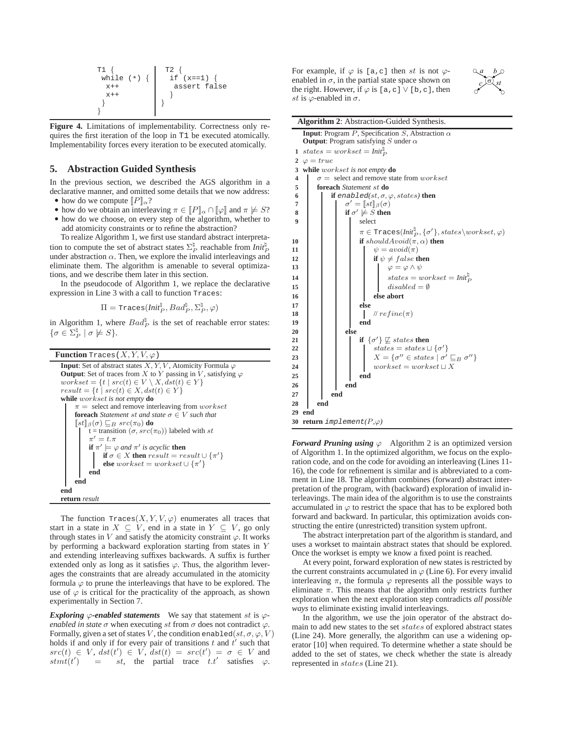```
T1 {                 T2 {
 while (*) {          if (x==1) {
  x++                  assert false
  x++                 }
 }                   }
}
```

**Figure 4.** Limitations of implementability. Correctness only requires the first iteration of the loop in T1 be executed atomically. Implementability forces every iteration to be executed atomically.

## 5. Abstraction Guided Synthesis

In the previous section, we described the AGS algorithm in a declarative manner, and omitted some details that we now address:

- how do we compute $[\![P]\!]_\alpha$?
- how do we obtain an interleaving $\pi \in [\![P]\!]_\alpha \cap [\![\varphi]\!]$ and $\pi \not\models S$?
- how do we choose, on every step of the algorithm, whether to add atomicity constraints or to refine the abstraction?

To realize Algorithm 1, we first use standard abstract interpretation to compute the set of abstract states $\Sigma_P^\natural$ reachable from $Init_P^\natural$ under abstraction $\alpha$. Then, we explore the invalid interleavings and eliminate them. The algorithm is amenable to several optimizations, and we describe them later in this section.

In the pseudocode of Algorithm 1, we replace the declarative expression in Line 3 with a call to function Traces:

$$\Pi = \texttt{Traces}(Init_P^\natural, Bad_P^\natural, \Sigma_P^\natural, \varphi)$$

in Algorithm 1, where $Bad_P^\natural$ is the set of reachable error states: $\{\sigma \in \Sigma_P^\natural \mid \sigma \not\models S\}$.

**Function** Traces($X, Y, V, \varphi$)

```
Input: Set of abstract states X, Y, V, Atomicity Formula φ
Output: Set of traces from X to Y passing in V, satisfying φ
workset = {t | src(t) ∈ V \ X, dst(t) ∈ Y}
result = {t | src(t) ∈ X, dst(t) ∈ Y}
while workset is not empty do
    π = select and remove interleaving from workset
    foreach Statement st and state σ ∈ V such that
    [[st]]_β(σ) ⊑_B src(π_0) do
        t = transition (σ, src(π_0)) labeled with st
        π' = t.π
        if π' ⊨ φ and π' is acyclic then
            if σ ∈ X then result = result ∪ {π'}
            else workset = workset ∪ {π'}
        end
    end
end
return result
```

The function Traces$(X, Y, V, \varphi)$ enumerates all traces that start in a state in $X \subseteq V$, end in a state in $Y \subseteq V$, go only through states in $V$ and satisfy the atomicity constraint $\varphi$. It works by performing a backward exploration starting from states in $Y$ and extending interleaving suffixes backwards. A suffix is further extended only as long as it satisfies $\varphi$. Thus, the algorithm leverages the constraints that are already accumulated in the atomicity formula $\varphi$ to prune the interleavings that have to be explored. The use of $\varphi$ is critical for the practicality of the approach, as shown experimentally in Section 7.

***Exploring $\varphi$-enabled statements*** We say that statement $st$ is *$\varphi$-enabled in state* $\sigma$ when executing $st$ from $\sigma$ does not contradict $\varphi$. Formally, given a set of states $V$, the condition enabled$(st, \sigma, \varphi, V)$ holds if and only if for every pair of transitions $t$ and $t'$ such that $src(t) \in V$, $dst(t') \in V$, $dst(t) = src(t') = \sigma \in V$ and $stmt(t') = st$, the partial trace $t.t'$ satisfies $\varphi$.

For example, if $\varphi$ is [a,c] then $st$ is not $\varphi$-enabled in $\sigma$, in the partial state space shown on the right. However, if $\varphi$ is [a,c] $\vee$ [b,c], then $st$ is $\varphi$-enabled in $\sigma$.

**Algorithm 2**: Abstraction-Guided Synthesis.

```
Input: Program P, Specification S, Abstraction α
Output: Program satisfying S under α
1  states = workset = Init_P^♮
2  φ = true
3  while workset is not empty do
4      σ = select and remove state from workset
5      foreach Statement st do
6          if enabled(st, σ, φ, states) then
7              σ' = [[st]]_β(σ)
8              if σ' ⊭ S then
9                  select
                   π ∈ Traces(Init_P^♮, {σ'}, states\workset, φ)
10                 if shouldAvoid(π, α) then
11                     ψ = avoid(π)
12                     if ψ ≠ false then
13                         φ = φ ∧ ψ
14                         states = workset = Init_P^♮
15                         disabled = ∅
16                     else abort
17                 else
18                     // refine(π)
19                 end
20             else
21                 if {σ'} ⋢ states then
22                     states = states ⊔ {σ'}
23                     X = {σ'' ∈ states | σ' ⊑_B σ''}
24                     workset = workset ⊔ X
25                 end
26             end
27         end
28     end
29 end
30 return implement(P,φ)
```

***Forward Pruning using $\varphi$*** Algorithm 2 is an optimized version of Algorithm 1. In the optimized algorithm, we focus on the exploration code, and on the code for avoiding an interleaving (Lines 11-16), the code for refinement is similar and is abbreviated to a comment in Line 18. The algorithm combines (forward) abstract interpretation of the program, with (backward) exploration of invalid interleavings. The main idea of the algorithm is to use the constraints accumulated in $\varphi$ to restrict the space that has to be explored both forward and backward. In particular, this optimization avoids constructing the entire (unrestricted) transition system upfront.

The abstract interpretation part of the algorithm is standard, and uses a workset to maintain abstract states that should be explored. Once the workset is empty we know a fixed point is reached.

At every point, forward exploration of new states is restricted by the current constraints accumulated in $\varphi$ (Line 6). For every invalid interleaving $\pi$, the formula $\varphi$ represents all the possible ways to eliminate $\pi$. This means that the algorithm only restricts further exploration when the next exploration step contradicts *all possible ways* to eliminate existing invalid interleavings.

In the algorithm, we use the join operator of the abstract domain to add new states to the set $states$ of explored abstract states (Line 24). More generally, the algorithm can use a widening operator [10] when required. To determine whether a state should be added to the set of states, we check whether the state is already represented in $states$ (Line 21).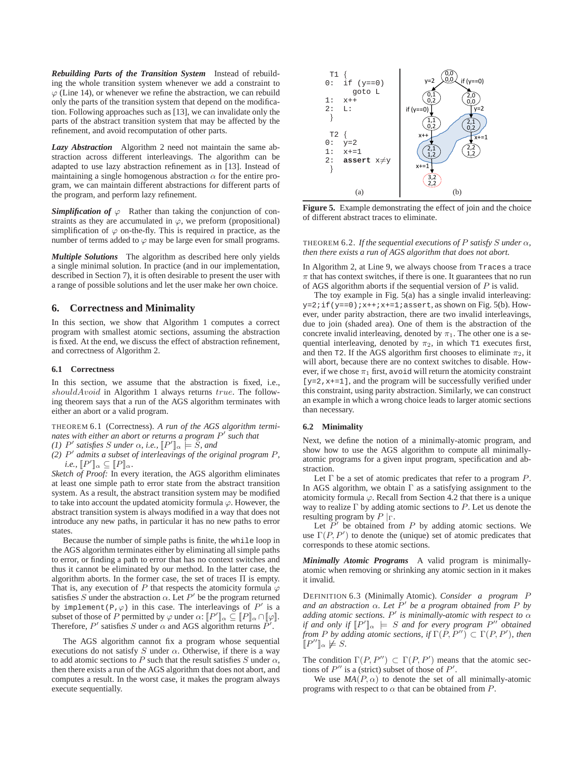***Rebuilding Parts of the Transition System*** Instead of rebuilding the whole transition system whenever we add a constraint to $\varphi$ (Line 14), or whenever we refine the abstraction, we can rebuild only the parts of the transition system that depend on the modification. Following approaches such as [13], we can invalidate only the parts of the abstract transition system that may be affected by the refinement, and avoid recomputation of other parts.

***Lazy Abstraction*** Algorithm 2 need not maintain the same abstraction across different interleavings. The algorithm can be adapted to use lazy abstraction refinement as in [13]. Instead of maintaining a single homogenous abstraction $\alpha$ for the entire program, we can maintain different abstractions for different parts of the program, and perform lazy refinement.

***Simplification of $\varphi$*** Rather than taking the conjunction of constraints as they are accumulated in $\varphi$, we preform (propositional) simplification of $\varphi$ on-the-fly. This is required in practice, as the number of terms added to $\varphi$ may be large even for small programs.

***Multiple Solutions*** The algorithm as described here only yields a single minimal solution. In practice (and in our implementation, described in Section 7), it is often desirable to present the user with a range of possible solutions and let the user make her own choice.

## 6. Correctness and Minimality

In this section, we show that Algorithm 1 computes a correct program with smallest atomic sections, assuming the abstraction is fixed. At the end, we discuss the effect of abstraction refinement, and correctness of Algorithm 2.

### 6.1 Correctness

In this section, we assume that the abstraction is fixed, i.e., $shouldAvoid$ in Algorithm 1 always returns $true$. The following theorem says that a run of the AGS algorithm terminates with either an abort or a valid program.

THEOREM 6.1 (Correctness). *A run of the AGS algorithm terminates with either an abort or returns a program $P'$ such that*
*(1) $P'$ satisfies $S$ under $\alpha$, i.e., $[\![P']\!]_\alpha \models S$, and*
*(2) $P'$ admits a subset of interleavings of the original program $P$, i.e., $[\![P']\!]_\alpha \subseteq [\![P]\!]_\alpha$.*

*Sketch of Proof:* In every iteration, the AGS algorithm eliminates at least one simple path to error state from the abstract transition system. As a result, the abstract transition system may be modified to take into account the updated atomicity formula $\varphi$. However, the abstract transition system is always modified in a way that does not introduce any new paths, in particular it has no new paths to error states.

Because the number of simple paths is finite, the `while` loop in the AGS algorithm terminates either by eliminating all simple paths to error, or finding a path to error that has no context switches and thus it cannot be eliminated by our method. In the latter case, the algorithm aborts. In the former case, the set of traces $\Pi$ is empty. That is, any execution of $P$ that respects the atomicity formula $\varphi$ satisfies $S$ under the abstraction $\alpha$. Let $P'$ be the program returned by `implement(P,`$\varphi$`)` in this case. The interleavings of $P'$ is a subset of those of $P$ permitted by $\varphi$ under $\alpha$: $[\![P']\!]_\alpha \subseteq [\![P]\!]_\alpha \cap [\![\varphi]\!]$. Therefore, $P'$ satisfies $S$ under $\alpha$ and AGS algorithm returns $P'$.

The AGS algorithm cannot fix a program whose sequential executions do not satisfy $S$ under $\alpha$. Otherwise, if there is a way to add atomic sections to $P$ such that the result satisfies $S$ under $\alpha$, then there exists a run of the AGS algorithm that does not abort, and computes a result. In the worst case, it makes the program always execute sequentially.

```
 T1 {
0:  if (y==0)
      goto L
1:  x++
2:  L:
 }

 T2 {
0:  y=2
1:  x+=1
2:  assert x≠y
 }
```

**Figure 5.** Example demonstrating the effect of join and the choice of different abstract traces to eliminate.

THEOREM 6.2. *If the sequential executions of $P$ satisfy $S$ under $\alpha$, then there exists a run of AGS algorithm that does not abort.*

In Algorithm 2, at Line 9, we always choose from `Traces` a trace $\pi$ that has context switches, if there is one. It guarantees that no run of AGS algorithm aborts if the sequential version of $P$ is valid.

The toy example in Fig. 5(a) has a single invalid interleaving: `y=2;if(y==0);x++;x+=1;assert`, as shown on Fig. 5(b). However, under parity abstraction, there are two invalid interleavings, due to join (shaded area). One of them is the abstraction of the concrete invalid interleaving, denoted by $\pi_1$. The other one is a sequential interleaving, denoted by $\pi_2$, in which `T1` executes first, and then `T2`. If the AGS algorithm first chooses to eliminate $\pi_2$, it will abort, because there are no context switches to disable. However, if we chose $\pi_1$ first, `avoid` will return the atomicity constraint `[y=2,x+=1]`, and the program will be successfully verified under this constraint, using parity abstraction. Similarly, we can construct an example in which a wrong choice leads to larger atomic sections than necessary.

### 6.2 Minimality

Next, we define the notion of a minimally-atomic program, and show how to use the AGS algorithm to compute all minimally-atomic programs for a given input program, specification and abstraction.

Let $\Gamma$ be a set of atomic predicates that refer to a program $P$. In AGS algorithm, we obtain $\Gamma$ as a satisfying assignment to the atomicity formula $\varphi$. Recall from Section 4.2 that there is a unique way to realize $\Gamma$ by adding atomic sections to $P$. Let us denote the resulting program by $P\mid_\Gamma$.

Let $P'$ be obtained from $P$ by adding atomic sections. We use $\Gamma(P, P')$ to denote the (unique) set of atomic predicates that corresponds to these atomic sections.

***Minimally Atomic Programs*** A valid program is minimally-atomic when removing or shrinking any atomic section in it makes it invalid.

DEFINITION 6.3 (Minimally Atomic). *Consider a program $P$ and an abstraction $\alpha$. Let $P'$ be a program obtained from $P$ by adding atomic sections. $P'$ is minimally-atomic with respect to $\alpha$ if and only if $[\![P']\!]_\alpha \models S$ and for every program $P''$ obtained from $P$ by adding atomic sections, if $\Gamma(P, P'') \subset \Gamma(P, P')$, then $[\![P'']\!]_\alpha \not\models S$.*

The condition $\Gamma(P, P'') \subset \Gamma(P, P')$ means that the atomic sections of $P''$ is a (strict) subset of those of $P'$.

We use $MA(P, \alpha)$ to denote the set of all minimally-atomic programs with respect to $\alpha$ that can be obtained from $P$.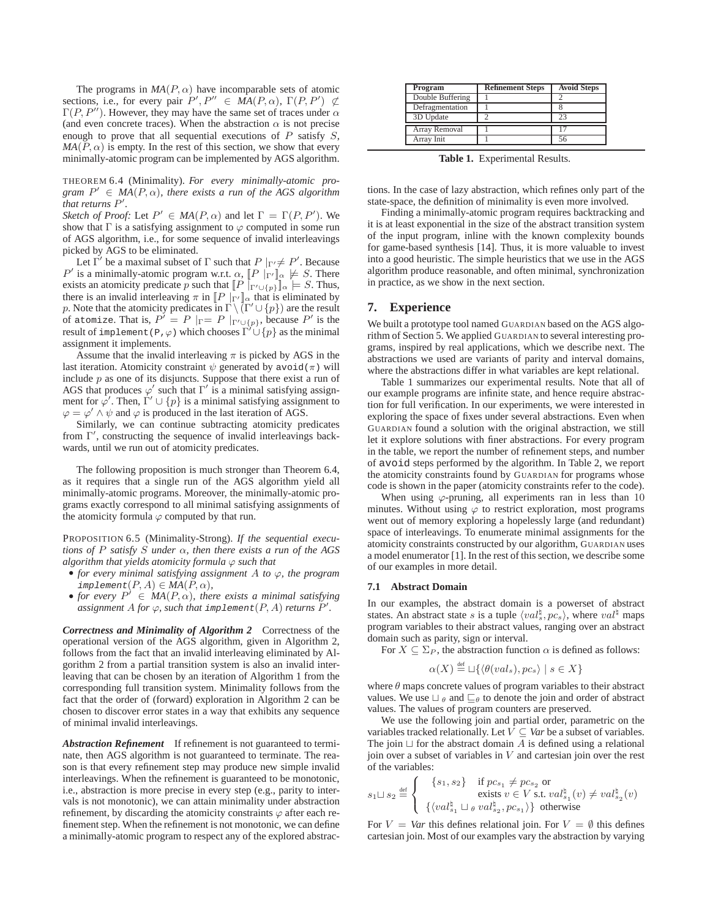The programs in $MA(P, \alpha)$ have incomparable sets of atomic sections, i.e., for every pair $P', P'' \in MA(P, \alpha)$, $\Gamma(P, P') \not\subset \Gamma(P, P'')$. However, they may have the same set of traces under $\alpha$ (and even concrete traces). When the abstraction $\alpha$ is not precise enough to prove that all sequential executions of $P$ satisfy $S$, $MA(P, \alpha)$ is empty. In the rest of this section, we show that every minimally-atomic program can be implemented by AGS algorithm.

THEOREM 6.4 (Minimality). *For every minimally-atomic program $P' \in MA(P, \alpha)$, there exists a run of the AGS algorithm that returns $P'$.*

*Sketch of Proof:* Let $P' \in MA(P, \alpha)$ and let $\Gamma = \Gamma(P, P')$. We show that $\Gamma$ is a satisfying assignment to $\varphi$ computed in some run of AGS algorithm, i.e., for some sequence of invalid interleavings picked by AGS to be eliminated.

Let $\Gamma'$ be a maximal subset of $\Gamma$ such that $P \mid_{\Gamma'} \neq P'$. Because $P'$ is a minimally-atomic program w.r.t. $\alpha$, $[\![P \mid_{\Gamma'}]\!]_\alpha \not\models S$. There exists an atomicity predicate $p$ such that $[\![P \mid_{\Gamma' \cup \{p\}}]\!]_\alpha \models S$. Thus, there is an invalid interleaving $\pi$ in $[\![P \mid_{\Gamma'}]\!]_\alpha$ that is eliminated by $p$. Note that the atomicity predicates in $\Gamma \setminus (\Gamma' \cup \{p\})$ are the result of `atomize`. That is, $P' = P \mid_{\Gamma} = P \mid_{\Gamma' \cup \{p\}}$, because $P'$ is the result of `implement(P,`$\varphi$`)` which chooses $\Gamma' \cup \{p\}$ as the minimal assignment it implements.

Assume that the invalid interleaving $\pi$ is picked by AGS in the last iteration. Atomicity constraint $\psi$ generated by `avoid(`$\pi$`)` will include $p$ as one of its disjuncts. Suppose that there exist a run of AGS that produces $\varphi'$ such that $\Gamma'$ is a minimal satisfying assignment for $\varphi'$. Then, $\Gamma' \cup \{p\}$ is a minimal satisfying assignment to $\varphi = \varphi' \wedge \psi$ and $\varphi$ is produced in the last iteration of AGS.

Similarly, we can continue subtracting atomicity predicates from $\Gamma'$, constructing the sequence of invalid interleavings backwards, until we run out of atomicity predicates.

The following proposition is much stronger than Theorem 6.4, as it requires that a single run of the AGS algorithm yield all minimally-atomic programs. Moreover, the minimally-atomic programs exactly correspond to all minimal satisfying assignments of the atomicity formula $\varphi$ computed by that run.

PROPOSITION 6.5 (Minimality-Strong). *If the sequential executions of $P$ satisfy $S$ under $\alpha$, then there exists a run of the AGS algorithm that yields atomicity formula $\varphi$ such that*

- *for every minimal satisfying assignment $A$ to $\varphi$, the program `implement`$(P, A) \in MA(P, \alpha)$,*
- *for every $P' \in MA(P, \alpha)$, there exists a minimal satisfying assignment $A$ for $\varphi$, such that `implement`$(P, A)$ returns $P'$.*

***Correctness and Minimality of Algorithm 2*** Correctness of the operational version of the AGS algorithm, given in Algorithm 2, follows from the fact that an invalid interleaving eliminated by Algorithm 2 from a partial transition system is also an invalid interleaving that can be chosen by an iteration of Algorithm 1 from the corresponding full transition system. Minimality follows from the fact that the order of (forward) exploration in Algorithm 2 can be chosen to discover error states in a way that exhibits any sequence of minimal invalid interleavings.

***Abstraction Refinement*** If refinement is not guaranteed to terminate, then AGS algorithm is not guaranteed to terminate. The reason is that every refinement step may produce new simple invalid interleavings. When the refinement is guaranteed to be monotonic, i.e., abstraction is more precise in every step (e.g., parity to intervals is not monotonic), we can attain minimality under abstraction refinement, by discarding the atomicity constraints $\varphi$ after each refinement step. When the refinement is not monotonic, we can define a minimally-atomic program to respect any of the explored abstractions. In the case of lazy abstraction, which refines only part of the state-space, the definition of minimality is even more involved.

Finding a minimally-atomic program requires backtracking and it is at least exponential in the size of the abstract transition system of the input program, inline with the known complexity bounds for game-based synthesis [14]. Thus, it is more valuable to invest into a good heuristic. The simple heuristics that we use in the AGS algorithm produce reasonable, and often minimal, synchronization in practice, as we show in the next section.

| Program | Refinement Steps | Avoid Steps |
|---|---|---|
| Double Buffering | 1 | 2 |
| Defragmentation | 1 | 8 |
| 3D Update | 2 | 23 |
| Array Removal | 1 | 17 |
| Array Init | 1 | 56 |

**Table 1.** Experimental Results.

## 7. Experience

We built a prototype tool named GUARDIAN based on the AGS algorithm of Section 5. We applied GUARDIAN to several interesting programs, inspired by real applications, which we describe next. The abstractions we used are variants of parity and interval domains, where the abstractions differ in what variables are kept relational.

Table 1 summarizes our experimental results. Note that all of our example programs are infinite state, and hence require abstraction for full verification. In our experiments, we were interested in exploring the space of fixes under several abstractions. Even when GUARDIAN found a solution with the original abstraction, we still let it explore solutions with finer abstractions. For every program in the table, we report the number of refinement steps, and number of `avoid` steps performed by the algorithm. In Table 2, we report the atomicity constraints found by GUARDIAN for programs whose code is shown in the paper (atomicity constraints refer to the code).

When using $\varphi$-pruning, all experiments ran in less than 10 minutes. Without using $\varphi$ to restrict exploration, most programs went out of memory exploring a hopelessly large (and redundant) space of interleavings. To enumerate minimal assignments for the atomicity constraints constructed by our algorithm, GUARDIAN uses a model enumerator [1]. In the rest of this section, we describe some of our examples in more detail.

### 7.1 Abstract Domain

In our examples, the abstract domain is a powerset of abstract states. An abstract state $s$ is a tuple $\langle val^\natural_s, pc_s \rangle$, where $val^\natural$ maps program variables to their abstract values, ranging over an abstract domain such as parity, sign or interval.

For $X \subseteq \Sigma_P$, the abstraction function $\alpha$ is defined as follows:

$$\alpha(X) \stackrel{\text{def}}{=} \sqcup \{\langle \theta(val_s), pc_s \rangle \mid s \in X\}$$

where $\theta$ maps concrete values of program variables to their abstract values. We use $\sqcup_\theta$ and $\sqsubseteq_\theta$ to denote the join and order of abstract values. The values of program counters are preserved.

We use the following join and partial order, parametric on the variables tracked relationally. Let $V \subseteq Var$ be a subset of variables. The join $\sqcup$ for the abstract domain $A$ is defined using a relational join over a subset of variables in $V$ and cartesian join over the rest of the variables:

$$s_1 \sqcup s_2 \stackrel{\text{def}}{=} \begin{cases} \{s_1, s_2\} & \text{if } pc_{s_1} \neq pc_{s_2} \text{ or} \\ & \text{exists } v \in V \text{ s.t. } val^\natural_{s_1}(v) \neq val^\natural_{s_2}(v) \\ \{\langle val^\natural_{s_1} \sqcup_\theta val^\natural_{s_2}, pc_{s_1} \rangle\} & \text{otherwise} \end{cases}$$

For $V = Var$ this defines relational join. For $V = \emptyset$ this defines cartesian join. Most of our examples vary the abstraction by varying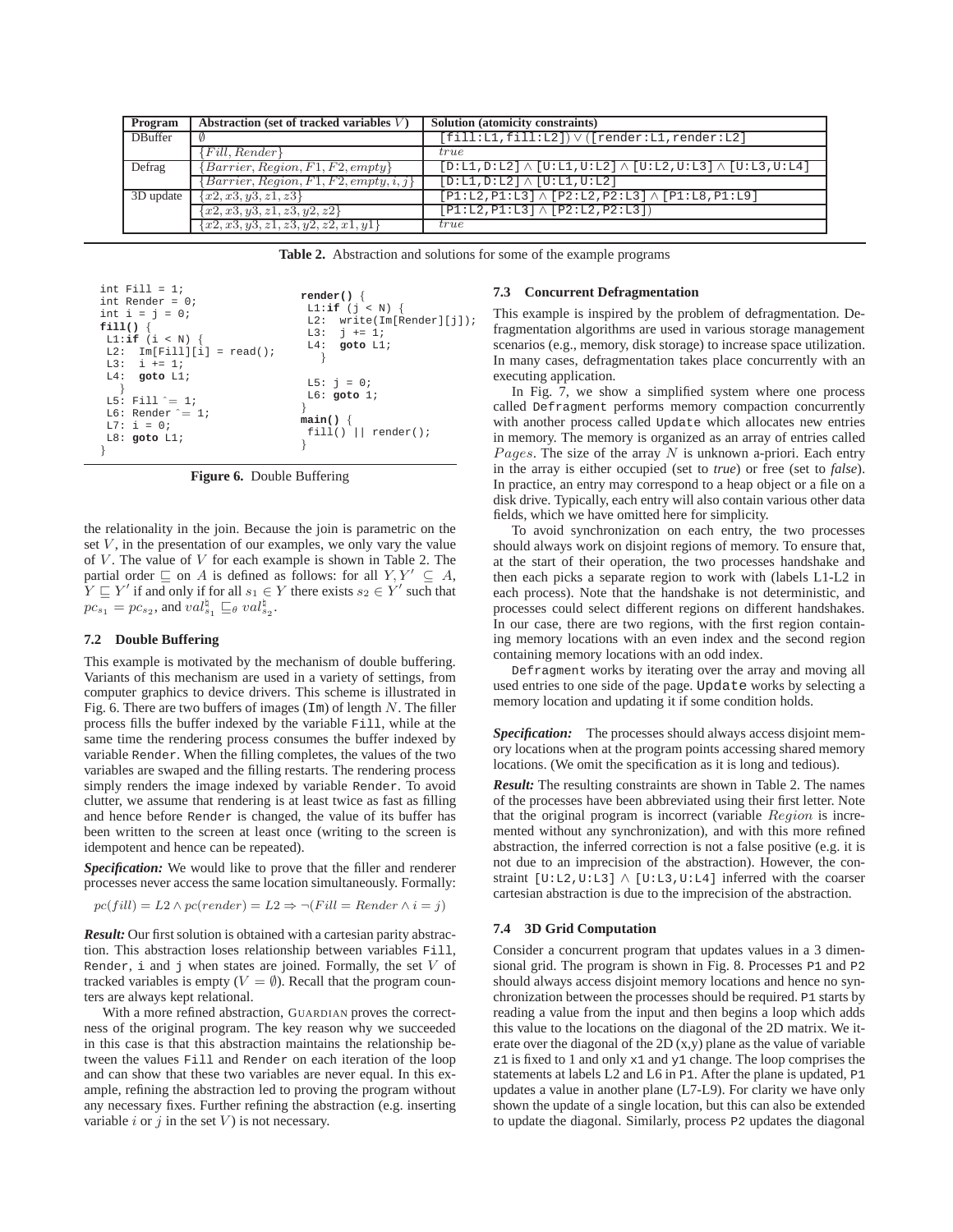| Program | Abstraction (set of tracked variables $V$) | Solution (atomicity constraints) |
|---|---|---|
| DBuffer | $\emptyset$ | `[fill:L1,fill:L2]` $\vee$ (`[render:L1,render:L2]` |
| | $\{Fill, Render\}$ | $true$ |
| Defrag | $\{Barrier, Region, F1, F2, empty\}$ | `[D:L1,D:L2]` $\wedge$ `[U:L1,U:L2]` $\wedge$ `[U:L2,U:L3]` $\wedge$ `[U:L3,U:L4]` |
| | $\{Barrier, Region, F1, F2, empty, i, j\}$ | `[D:L1,D:L2]` $\wedge$ `[U:L1,U:L2]` |
| 3D update | $\{x2, x3, y3, z1, z3\}$ | `[P1:L2,P1:L3]` $\wedge$ `[P2:L2,P2:L3]` $\wedge$ `[P1:L8,P1:L9]` |
| | $\{x2, x3, y3, z1, z3, y2, z2\}$ | `[P1:L2,P1:L3]` $\wedge$ `[P2:L2,P2:L3]`) |
| | $\{x2, x3, y3, z1, z3, y2, z2, x1, y1\}$ | $true$ |

**Table 2.** Abstraction and solutions for some of the example programs

```
int Fill = 1;
int Render = 0;
int i = j = 0;
fill() {
 L1:if (i < N) {
 L2:  Im[Fill][i] = read();
 L3:  i += 1;
 L4:  goto L1;
   }
 L5: Fill ^= 1;
 L6: Render ^= 1;
 L7: i = 0;
 L8: goto L1;
}

render() {
 L1:if (j < N) {
 L2:  write(Im[Render][j]);
 L3:  j += 1;
 L4:  goto L1;
   }
 L5: j = 0;
 L6: goto 1;
}
main() {
 fill() || render();
}
```

**Figure 6.** Double Buffering

the relationality in the join. Because the join is parametric on the set $V$, in the presentation of our examples, we only vary the value of $V$. The value of $V$ for each example is shown in Table 2. The partial order $\sqsubseteq$ on $A$ is defined as follows: for all $Y, Y' \subseteq A$, $Y \sqsubseteq Y'$ if and only if for all $s_1 \in Y$ there exists $s_2 \in Y'$ such that $pc_{s_1} = pc_{s_2}$, and $val^{\natural}_{s_1} \sqsubseteq_{\theta} val^{\natural}_{s_2}$.

### 7.2 Double Buffering

This example is motivated by the mechanism of double buffering. Variants of this mechanism are used in a variety of settings, from computer graphics to device drivers. This scheme is illustrated in Fig. 6. There are two buffers of images (Im) of length $N$. The filler process fills the buffer indexed by the variable Fill, while at the same time the rendering process consumes the buffer indexed by variable Render. When the filling completes, the values of the two variables are swaped and the filling restarts. The rendering process simply renders the image indexed by variable Render. To avoid clutter, we assume that rendering is at least twice as fast as filling and hence before Render is changed, the value of its buffer has been written to the screen at least once (writing to the screen is idempotent and hence can be repeated).

***Specification:*** We would like to prove that the filler and renderer processes never access the same location simultaneously. Formally:

$$pc(fill) = L2 \wedge pc(render) = L2 \Rightarrow \neg(Fill = Render \wedge i = j)$$

***Result:*** Our first solution is obtained with a cartesian parity abstraction. This abstraction loses relationship between variables Fill, Render, i and j when states are joined. Formally, the set $V$ of tracked variables is empty ($V = \emptyset$). Recall that the program counters are always kept relational.

With a more refined abstraction, GUARDIAN proves the correctness of the original program. The key reason why we succeeded in this case is that this abstraction maintains the relationship between the values Fill and Render on each iteration of the loop and can show that these two variables are never equal. In this example, refining the abstraction led to proving the program without any necessary fixes. Further refining the abstraction (e.g. inserting variable $i$ or $j$ in the set $V$) is not necessary.

### 7.3 Concurrent Defragmentation

This example is inspired by the problem of defragmentation. Defragmentation algorithms are used in various storage management scenarios (e.g., memory, disk storage) to increase space utilization. In many cases, defragmentation takes place concurrently with an executing application.

In Fig. 7, we show a simplified system where one process called Defragment performs memory compaction concurrently with another process called Update which allocates new entries in memory. The memory is organized as an array of entries called $Pages$. The size of the array $N$ is unknown a-priori. Each entry in the array is either occupied (set to *true*) or free (set to *false*). In practice, an entry may correspond to a heap object or a file on a disk drive. Typically, each entry will also contain various other data fields, which we have omitted here for simplicity.

To avoid synchronization on each entry, the two processes should always work on disjoint regions of memory. To ensure that, at the start of their operation, the two processes handshake and then each picks a separate region to work with (labels L1-L2 in each process). Note that the handshake is not deterministic, and processes could select different regions on different handshakes. In our case, there are two regions, with the first region containing memory locations with an even index and the second region containing memory locations with an odd index.

Defragment works by iterating over the array and moving all used entries to one side of the page. Update works by selecting a memory location and updating it if some condition holds.

***Specification:*** The processes should always access disjoint memory locations when at the program points accessing shared memory locations. (We omit the specification as it is long and tedious).

***Result:*** The resulting constraints are shown in Table 2. The names of the processes have been abbreviated using their first letter. Note that the original program is incorrect (variable $Region$ is incremented without any synchronization), and with this more refined abstraction, the inferred correction is not a false positive (e.g. it is not due to an imprecision of the abstraction). However, the constraint [U:L2,U:L3] $\wedge$ [U:L3,U:L4] inferred with the coarser cartesian abstraction is due to the imprecision of the abstraction.

### 7.4 3D Grid Computation

Consider a concurrent program that updates values in a 3 dimensional grid. The program is shown in Fig. 8. Processes P1 and P2 should always access disjoint memory locations and hence no synchronization between the processes should be required. P1 starts by reading a value from the input and then begins a loop which adds this value to the locations on the diagonal of the 2D matrix. We iterate over the diagonal of the 2D (x,y) plane as the value of variable z1 is fixed to 1 and only x1 and y1 change. The loop comprises the statements at labels L2 and L6 in P1. After the plane is updated, P1 updates a value in another plane (L7-L9). For clarity we have only shown the update of a single location, but this can also be extended to update the diagonal. Similarly, process P2 updates the diagonal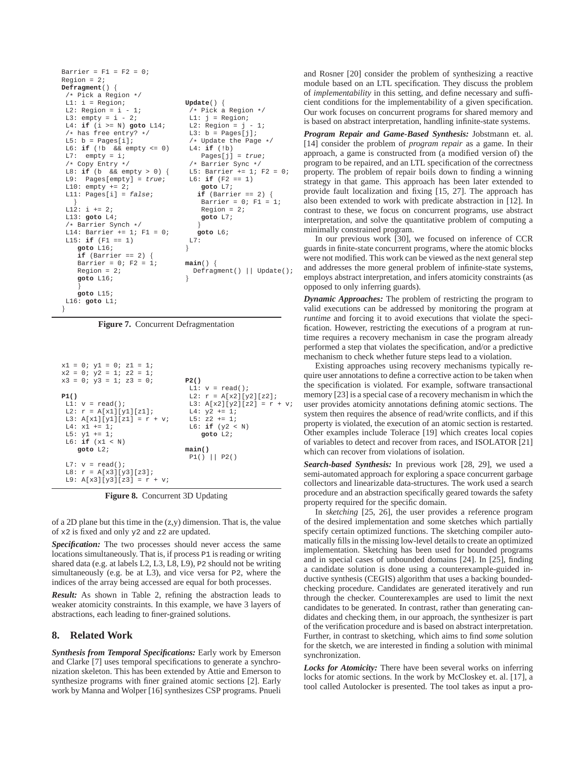```
Barrier = F1 = F2 = 0;
Region = 2;
Defragment() {
 /* Pick a Region */
 L1: i = Region;
 L2: Region = i - 1;
 L3: empty = i - 2;
 L4: if (i >= N) goto L14;
 /* has free entry? */
 L5: b = Pages[i];
 L6: if (!b  && empty <= 0)
 L7:  empty = i;
 /* Copy Entry */
 L8: if (b  && empty > 0) {
 L9:  Pages[empty] = true;
 L10: empty += 2;
 L11: Pages[i] = false;
   }
 L12: i += 2;
 L13: goto L4;
 /* Barrier Synch */
 L14: Barrier += 1; F1 = 0;
 L15: if (F1 == 1)
     goto L16;
     if (Barrier == 2) {
     Barrier = 0; F2 = 1;
     Region = 2;
     goto L16;
     }
     goto L15;
 L16: goto L1;
}

Update() {
 /* Pick a Region */
 L1: j = Region;
 L2: Region = j - 1;
 L3: b = Pages[j];
 /* Update the Page */
 L4: if (!b)
    Pages[j] = true;
 /* Barrier Sync */
 L5: Barrier += 1; F2 = 0;
 L6: if (F2 == 1)
    goto L7;
   if (Barrier == 2) {
    Barrier = 0; F1 = 1;
    Region = 2;
    goto L7;
   }
   goto L6;
 L7:
}

main() {
  Defragment() || Update();
}
```

**Figure 7.** Concurrent Defragmentation

```
x1 = 0; y1 = 0; z1 = 1;
x2 = 0; y2 = 1; z2 = 1;
x3 = 0; y3 = 1; z3 = 0;

P1()
 L1: v = read();
 L2: r = A[x1][y1][z1];
 L3: A[x1][y1][z1] = r + v;
 L4: x1 += 1;
 L5: y1 += 1;
 L6: if (x1 < N)
     goto L2;

 L7: v = read();
 L8: r = A[x3][y3][z3];
 L9: A[x3][y3][z3] = r + v;

P2()
 L1: v = read();
 L2: r = A[x2][y2][z2];
 L3: A[x2][y2][z2] = r + v;
 L4: y2 += 1;
 L5: z2 += 1;
 L6: if (y2 < N)
     goto L2;

main()
 P1() || P2()
```

**Figure 8.** Concurrent 3D Updating

of a 2D plane but this time in the (z,y) dimension. That is, the value of x2 is fixed and only y2 and z2 are updated.

***Specification:*** The two processes should never access the same locations simultaneously. That is, if process P1 is reading or writing shared data (e.g. at labels L2, L3, L8, L9), P2 should not be writing simultaneously (e.g. be at L3), and vice versa for P2, where the indices of the array being accessed are equal for both processes.

***Result:*** As shown in Table 2, refining the abstraction leads to weaker atomicity constraints. In this example, we have 3 layers of abstractions, each leading to finer-grained solutions.

## 8. Related Work

***Synthesis from Temporal Specifications:*** Early work by Emerson and Clarke [7] uses temporal specifications to generate a synchronization skeleton. This has been extended by Attie and Emerson to synthesize programs with finer grained atomic sections [2]. Early work by Manna and Wolper [16] synthesizes CSP programs. Pnueli and Rosner [20] consider the problem of synthesizing a reactive module based on an LTL specification. They discuss the problem of *implementability* in this setting, and define necessary and sufficient conditions for the implementability of a given specification. Our work focuses on concurrent programs for shared memory and is based on abstract interpretation, handling infinite-state systems.

***Program Repair and Game-Based Synthesis:*** Jobstmann et. al. [14] consider the problem of *program repair* as a game. In their approach, a game is constructed from (a modified version of) the program to be repaired, and an LTL specification of the correctness property. The problem of repair boils down to finding a winning strategy in that game. This approach has been later extended to provide fault localization and fixing [15, 27]. The approach has also been extended to work with predicate abstraction in [12]. In contrast to these, we focus on concurrent programs, use abstract interpretation, and solve the quantitative problem of computing a minimally constrained program.

In our previous work [30], we focused on inference of CCR guards in finite-state concurrent programs, where the atomic blocks were not modified. This work can be viewed as the next general step and addresses the more general problem of infinite-state systems, employs abstract interpretation, and infers atomicity constraints (as opposed to only inferring guards).

***Dynamic Approaches:*** The problem of restricting the program to valid executions can be addressed by monitoring the program at *runtime* and forcing it to avoid executions that violate the specification. However, restricting the executions of a program at runtime requires a recovery mechanism in case the program already performed a step that violates the specification, and/or a predictive mechanism to check whether future steps lead to a violation.

Existing approaches using recovery mechanisms typically require user annotations to define a corrective action to be taken when the specification is violated. For example, software transactional memory [23] is a special case of a recovery mechanism in which the user provides atomicity annotations defining atomic sections. The system then requires the absence of read/write conflicts, and if this property is violated, the execution of an atomic section is restarted. Other examples include Tolerace [19] which creates local copies of variables to detect and recover from races, and ISOLATOR [21] which can recover from violations of isolation.

***Search-based Synthesis:*** In previous work [28, 29], we used a semi-automated approach for exploring a space concurrent garbage collectors and linearizable data-structures. The work used a search procedure and an abstraction specifically geared towards the safety property required for the specific domain.

In *sketching* [25, 26], the user provides a reference program of the desired implementation and some sketches which partially specify certain optimized functions. The sketching compiler automatically fills in the missing low-level details to create an optimized implementation. Sketching has been used for bounded programs and in special cases of unbounded domains [24]. In [25], finding a candidate solution is done using a counterexample-guided inductive synthesis (CEGIS) algorithm that uses a backing bounded-checking procedure. Candidates are generated iteratively and run through the checker. Counterexamples are used to limit the next candidates to be generated. In contrast, rather than generating candidates and checking them, in our approach, the synthesizer is part of the verification procedure and is based on abstract interpretation. Further, in contrast to sketching, which aims to find *some* solution for the sketch, we are interested in finding a solution with minimal synchronization.

***Locks for Atomicity:*** There have been several works on inferring locks for atomic sections. In the work by McCloskey et. al. [17], a tool called Autolocker is presented. The tool takes as input a pro-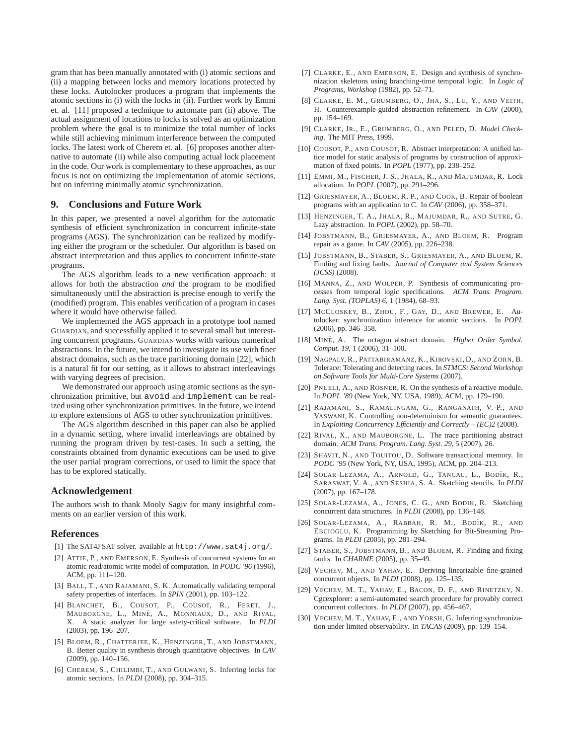gram that has been manually annotated with (i) atomic sections and (ii) a mapping between locks and memory locations protected by these locks. Autolocker produces a program that implements the atomic sections in (i) with the locks in (ii). Further work by Emmi et. al. [11] proposed a technique to automate part (ii) above. The actual assignment of locations to locks is solved as an optimization problem where the goal is to minimize the total number of locks while still achieving minimum interference between the computed locks. The latest work of Cherem et. al. [6] proposes another alternative to automate (ii) while also computing actual lock placement in the code. Our work is complementary to these approaches, as our focus is not on optimizing the implementation of atomic sections, but on inferring minimally atomic synchronization.

## 9. Conclusions and Future Work

In this paper, we presented a novel algorithm for the automatic synthesis of efficient synchronization in concurrent infinite-state programs (AGS). The synchronization can be realized by modifying either the program or the scheduler. Our algorithm is based on abstract interpretation and thus applies to concurrent infinite-state programs.

The AGS algorithm leads to a new verification approach: it allows for both the abstraction *and* the program to be modified simultaneously until the abstraction is precise enough to verify the (modified) program. This enables verification of a program in cases where it would have otherwise failed.

We implemented the AGS approach in a prototype tool named GUARDIAN, and successfully applied it to several small but interesting concurrent programs. GUARDIAN works with various numerical abstractions. In the future, we intend to investigate its use with finer abstract domains, such as the trace partitioning domain [22], which is a natural fit for our setting, as it allows to abstract interleavings with varying degrees of precision.

We demonstrated our approach using atomic sections as the synchronization primitive, but `avoid` and `implement` can be realized using other synchronization primitives. In the future, we intend to explore extensions of AGS to other synchronization primitives.

The AGS algorithm described in this paper can also be applied in a dynamic setting, where invalid interleavings are obtained by running the program driven by test-cases. In such a setting, the constraints obtained from dynamic executions can be used to give the user partial program corrections, or used to limit the space that has to be explored statically.

## Acknowledgement

The authors wish to thank Mooly Sagiv for many insightful comments on an earlier version of this work.

## References

[1] The SAT4J SAT solver. available at `http://www.sat4j.org/`.

[2] ATTIE, P., AND EMERSON, E. Synthesis of concurrent systems for an atomic read/atomic write model of computation. In *PODC '96* (1996), ACM, pp. 111–120.

[3] BALL, T., AND RAJAMANI, S. K. Automatically validating temporal safety properties of interfaces. In *SPIN* (2001), pp. 103–122.

[4] BLANCHET, B., COUSOT, P., COUSOT, R., FERET, J., MAUBORGNE, L., MINÉ, A., MONNIAUX, D., AND RIVAL, X. A static analyzer for large safety-critical software. In *PLDI* (2003), pp. 196–207.

[5] BLOEM, R., CHATTERJEE, K., HENZINGER, T., AND JOBSTMANN, B. Better quality in synthesis through quantitative objectives. In *CAV* (2009), pp. 140–156.

[6] CHEREM, S., CHILIMBI, T., AND GULWANI, S. Inferring locks for atomic sections. In *PLDI* (2008), pp. 304–315.

[7] CLARKE, E., AND EMERSON, E. Design and synthesis of synchronization skeletons using branching-time temporal logic. In *Logic of Programs, Workshop* (1982), pp. 52–71.

[8] CLARKE, E. M., GRUMBERG, O., JHA, S., LU, Y., AND VEITH, H. Counterexample-guided abstraction refinement. In *CAV* (2000), pp. 154–169.

[9] CLARKE, JR., E., GRUMBERG, O., AND PELED, D. *Model Checking*. The MIT Press, 1999.

[10] COUSOT, P., AND COUSOT, R. Abstract interpretation: A unified lattice model for static analysis of programs by construction of approximation of fixed points. In *POPL* (1977), pp. 238–252.

[11] EMMI, M., FISCHER, J. S., JHALA, R., AND MAJUMDAR, R. Lock allocation. In *POPL* (2007), pp. 291–296.

[12] GRIESMAYER, A., BLOEM, R. P., AND COOK, B. Repair of boolean programs with an application to C. In *CAV* (2006), pp. 358–371.

[13] HENZINGER, T. A., JHALA, R., MAJUMDAR, R., AND SUTRE, G. Lazy abstraction. In *POPL* (2002), pp. 58–70.

[14] JOBSTMANN, B., GRIESMAYER, A., AND BLOEM, R. Program repair as a game. In *CAV* (2005), pp. 226–238.

[15] JOBSTMANN, B., STABER, S., GRIESMAYER, A., AND BLOEM, R. Finding and fixing faults. *Journal of Computer and System Sciences (JCSS)* (2008).

[16] MANNA, Z., AND WOLPER, P. Synthesis of communicating processes from temporal logic specifications. *ACM Trans. Program. Lang. Syst. (TOPLAS) 6*, 1 (1984), 68–93.

[17] MCCLOSKEY, B., ZHOU, F., GAY, D., AND BREWER, E. Autolocker: synchronization inference for atomic sections. In *POPL* (2006), pp. 346–358.

[18] MINÉ, A. The octagon abstract domain. *Higher Order Symbol. Comput. 19*, 1 (2006), 31–100.

[19] NAGPALY, R., PATTABIRAMANZ, K., KIROVSKI, D., AND ZORN, B. Tolerace: Tolerating and detecting races. In *STMCS: Second Workshop on Software Tools for Multi-Core Systems* (2007).

[20] PNUELI, A., AND ROSNER, R. On the synthesis of a reactive module. In *POPL '89* (New York, NY, USA, 1989), ACM, pp. 179–190.

[21] RAJAMANI, S., RAMALINGAM, G., RANGANATH, V.-P., AND VASWANI, K. Controlling non-determinism for semantic guarantees. In *Exploiting Concurrency Efficiently and Correctly – (EC)2* (2008).

[22] RIVAL, X., AND MAUBORGNE, L. The trace partitioning abstract domain. *ACM Trans. Program. Lang. Syst. 29*, 5 (2007), 26.

[23] SHAVIT, N., AND TOUITOU, D. Software transactional memory. In *PODC '95* (New York, NY, USA, 1995), ACM, pp. 204–213.

[24] SOLAR-LEZAMA, A., ARNOLD, G., TANCAU, L., BODÍK, R., SARASWAT, V. A., AND SESHIA, S. A. Sketching stencils. In *PLDI* (2007), pp. 167–178.

[25] SOLAR-LEZAMA, A., JONES, C. G., AND BODIK, R. Sketching concurrent data structures. In *PLDI* (2008), pp. 136–148.

[26] SOLAR-LEZAMA, A., RABBAH, R. M., BODÍK, R., AND EBCIOGLU, K. Programming by Sketching for Bit-Streaming Programs. In *PLDI* (2005), pp. 281–294.

[27] STABER, S., JOBSTMANN, B., AND BLOEM, R. Finding and fixing faults. In *CHARME* (2005), pp. 35–49.

[28] VECHEV, M., AND YAHAV, E. Deriving linearizable fine-grained concurrent objects. In *PLDI* (2008), pp. 125–135.

[29] VECHEV, M. T., YAHAV, E., BACON, D. F., AND RINETZKY, N. Cgcexplorer: a semi-automated search procedure for provably correct concurrent collectors. In *PLDI* (2007), pp. 456–467.

[30] VECHEV, M. T., YAHAV, E., AND YORSH, G. Inferring synchronization under limited observability. In *TACAS* (2009), pp. 139–154.